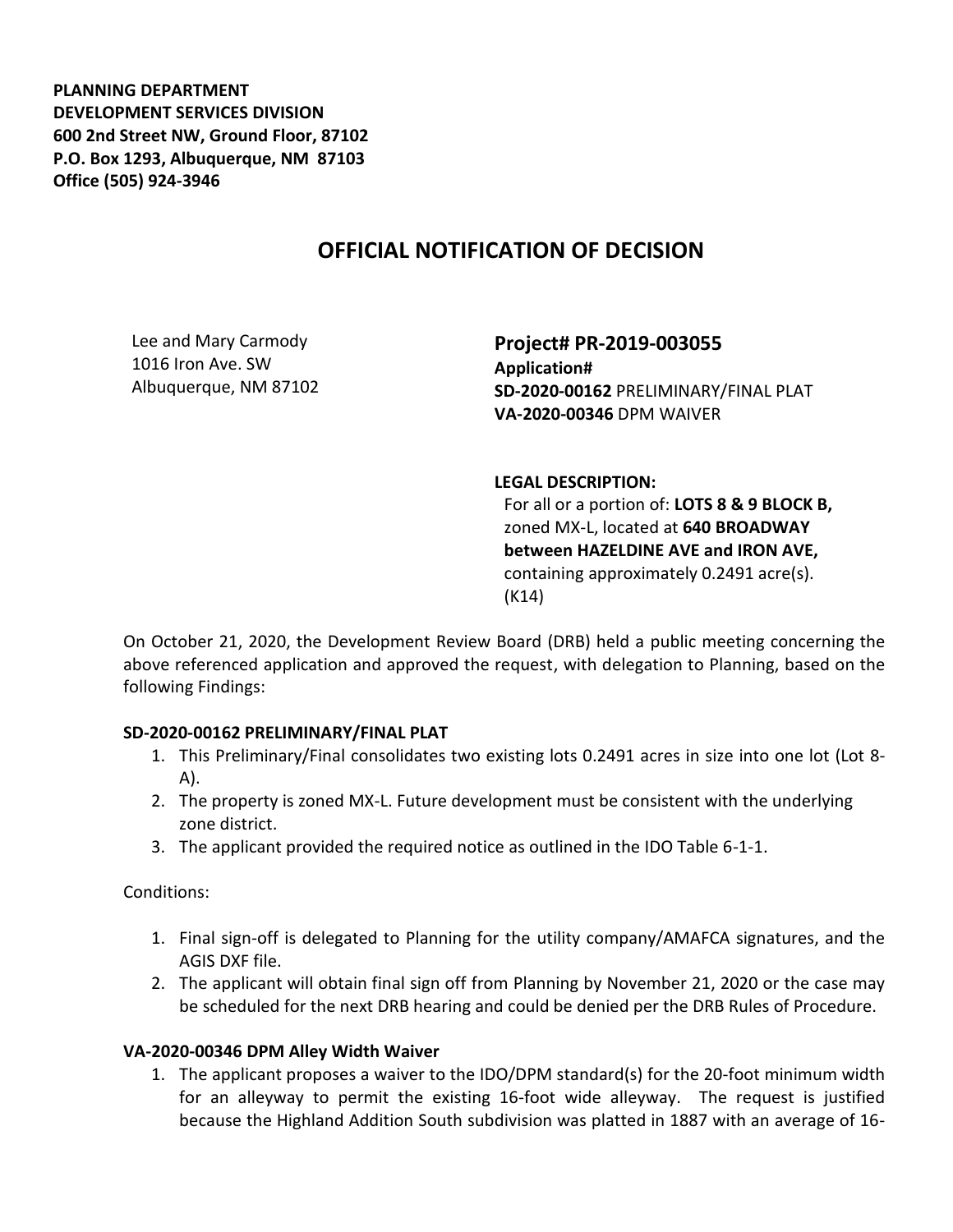**PLANNING DEPARTMENT**
**DEVELOPMENT SERVICES DIVISION**
**600 2nd Street NW, Ground Floor, 87102**
**P.O. Box 1293, Albuquerque, NM 87103**
**Office (505) 924-3946**

# OFFICIAL NOTIFICATION OF DECISION

Lee and Mary Carmody
1016 Iron Ave. SW
Albuquerque, NM 87102

**Project# PR-2019-003055**
**Application#**
**SD-2020-00162** PRELIMINARY/FINAL PLAT
**VA-2020-00346** DPM WAIVER

**LEGAL DESCRIPTION:**
For all or a portion of: **LOTS 8 & 9 BLOCK B,** zoned MX-L, located at **640 BROADWAY between HAZELDINE AVE and IRON AVE,** containing approximately 0.2491 acre(s). (K14)

On October 21, 2020, the Development Review Board (DRB) held a public meeting concerning the above referenced application and approved the request, with delegation to Planning, based on the following Findings:

**SD-2020-00162 PRELIMINARY/FINAL PLAT**

1. This Preliminary/Final consolidates two existing lots 0.2491 acres in size into one lot (Lot 8-A).
2. The property is zoned MX-L. Future development must be consistent with the underlying zone district.
3. The applicant provided the required notice as outlined in the IDO Table 6-1-1.

Conditions:

1. Final sign-off is delegated to Planning for the utility company/AMAFCA signatures, and the AGIS DXF file.
2. The applicant will obtain final sign off from Planning by November 21, 2020 or the case may be scheduled for the next DRB hearing and could be denied per the DRB Rules of Procedure.

**VA-2020-00346 DPM Alley Width Waiver**

1. The applicant proposes a waiver to the IDO/DPM standard(s) for the 20-foot minimum width for an alleyway to permit the existing 16-foot wide alleyway. The request is justified because the Highland Addition South subdivision was platted in 1887 with an average of 16-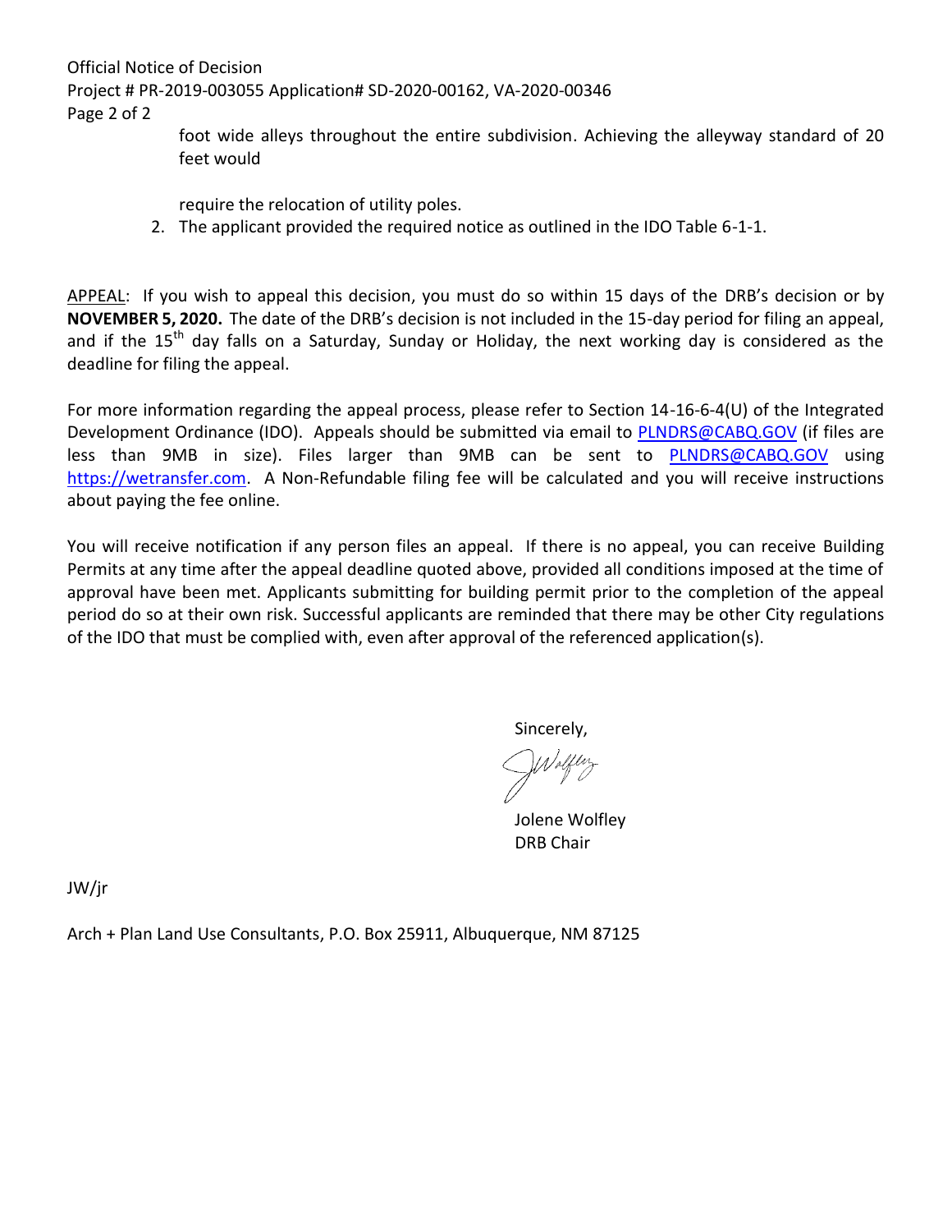foot wide alleys throughout the entire subdivision. Achieving the alleyway standard of 20 feet would

require the relocation of utility poles.

2. The applicant provided the required notice as outlined in the IDO Table 6-1-1.

APPEAL: If you wish to appeal this decision, you must do so within 15 days of the DRB's decision or by **NOVEMBER 5, 2020.** The date of the DRB's decision is not included in the 15-day period for filing an appeal, and if the 15th day falls on a Saturday, Sunday or Holiday, the next working day is considered as the deadline for filing the appeal.

For more information regarding the appeal process, please refer to Section 14-16-6-4(U) of the Integrated Development Ordinance (IDO). Appeals should be submitted via email to PLNDRS@CABQ.GOV (if files are less than 9MB in size). Files larger than 9MB can be sent to PLNDRS@CABQ.GOV using https://wetransfer.com. A Non-Refundable filing fee will be calculated and you will receive instructions about paying the fee online.

You will receive notification if any person files an appeal. If there is no appeal, you can receive Building Permits at any time after the appeal deadline quoted above, provided all conditions imposed at the time of approval have been met. Applicants submitting for building permit prior to the completion of the appeal period do so at their own risk. Successful applicants are reminded that there may be other City regulations of the IDO that must be complied with, even after approval of the referenced application(s).

Sincerely,

Jolene Wolfley
DRB Chair

JW/jr

Arch + Plan Land Use Consultants, P.O. Box 25911, Albuquerque, NM 87125